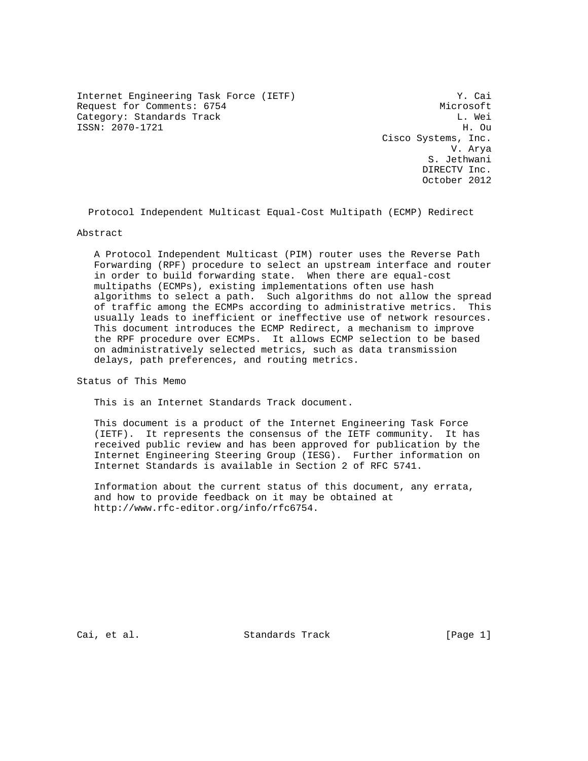Internet Engineering Task Force (IETF)
Request for Comments: 6754
Category: Standards Track
ISSN: 2070-1721

Y. Cai
Microsoft
L. Wei
H. Ou
Cisco Systems, Inc.
V. Arya
S. Jethwani
DIRECTV Inc.
October 2012

# Protocol Independent Multicast Equal-Cost Multipath (ECMP) Redirect

## Abstract

A Protocol Independent Multicast (PIM) router uses the Reverse Path Forwarding (RPF) procedure to select an upstream interface and router in order to build forwarding state. When there are equal-cost multipaths (ECMPs), existing implementations often use hash algorithms to select a path. Such algorithms do not allow the spread of traffic among the ECMPs according to administrative metrics. This usually leads to inefficient or ineffective use of network resources. This document introduces the ECMP Redirect, a mechanism to improve the RPF procedure over ECMPs. It allows ECMP selection to be based on administratively selected metrics, such as data transmission delays, path preferences, and routing metrics.

## Status of This Memo

This is an Internet Standards Track document.

This document is a product of the Internet Engineering Task Force (IETF). It represents the consensus of the IETF community. It has received public review and has been approved for publication by the Internet Engineering Steering Group (IESG). Further information on Internet Standards is available in Section 2 of RFC 5741.

Information about the current status of this document, any errata, and how to provide feedback on it may be obtained at http://www.rfc-editor.org/info/rfc6754.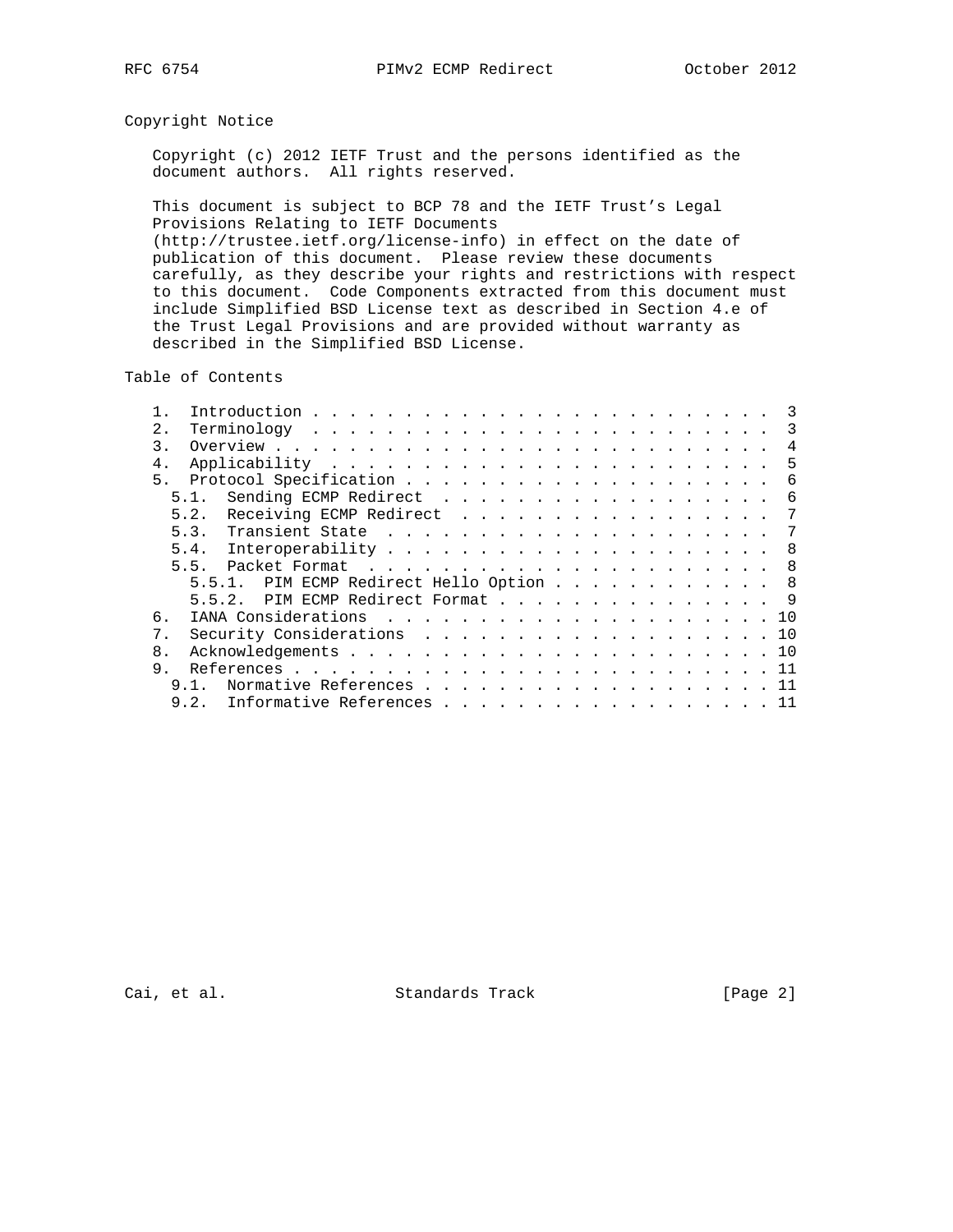## Copyright Notice

Copyright (c) 2012 IETF Trust and the persons identified as the document authors. All rights reserved.

This document is subject to BCP 78 and the IETF Trust's Legal Provisions Relating to IETF Documents (http://trustee.ietf.org/license-info) in effect on the date of publication of this document. Please review these documents carefully, as they describe your rights and restrictions with respect to this document. Code Components extracted from this document must include Simplified BSD License text as described in Section 4.e of the Trust Legal Provisions and are provided without warranty as described in the Simplified BSD License.

## Table of Contents

```
   1.  Introduction . . . . . . . . . . . . . . . . . . . . . . . . .  3
   2.  Terminology  . . . . . . . . . . . . . . . . . . . . . . . . .  3
   3.  Overview . . . . . . . . . . . . . . . . . . . . . . . . . . .  4
   4.  Applicability  . . . . . . . . . . . . . . . . . . . . . . . .  5
   5.  Protocol Specification . . . . . . . . . . . . . . . . . . . .  6
     5.1.  Sending ECMP Redirect  . . . . . . . . . . . . . . . . . .  6
     5.2.  Receiving ECMP Redirect  . . . . . . . . . . . . . . . . .  7
     5.3.  Transient State  . . . . . . . . . . . . . . . . . . . . .  7
     5.4.  Interoperability . . . . . . . . . . . . . . . . . . . . .  8
     5.5.  Packet Format  . . . . . . . . . . . . . . . . . . . . . .  8
       5.5.1.  PIM ECMP Redirect Hello Option . . . . . . . . . . . .  8
       5.5.2.  PIM ECMP Redirect Format . . . . . . . . . . . . . . .  9
   6.  IANA Considerations  . . . . . . . . . . . . . . . . . . . . . 10
   7.  Security Considerations  . . . . . . . . . . . . . . . . . . . 10
   8.  Acknowledgements . . . . . . . . . . . . . . . . . . . . . . . 10
   9.  References . . . . . . . . . . . . . . . . . . . . . . . . . . 11
     9.1.  Normative References . . . . . . . . . . . . . . . . . . . 11
     9.2.  Informative References . . . . . . . . . . . . . . . . . . 11
```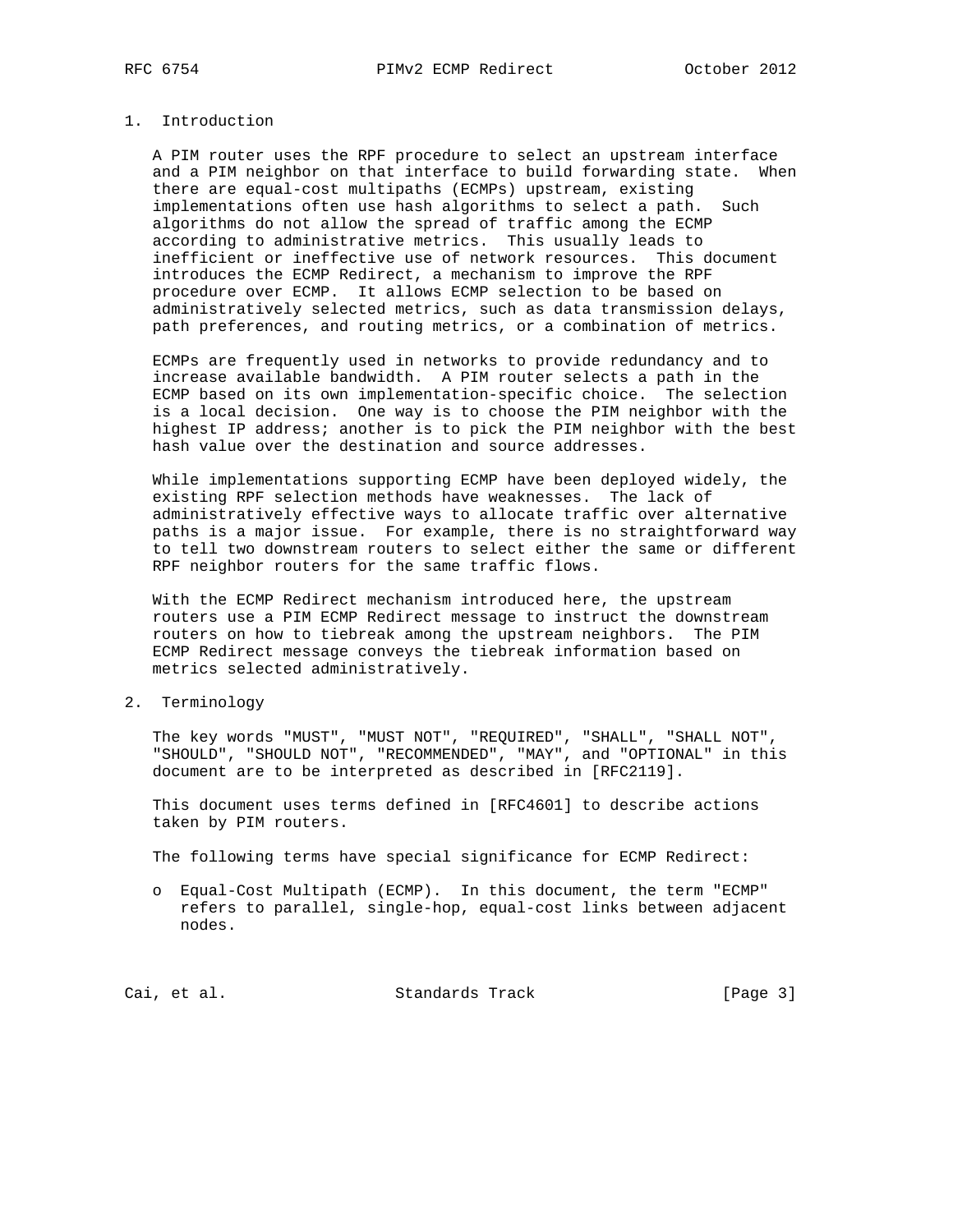## 1. Introduction

A PIM router uses the RPF procedure to select an upstream interface and a PIM neighbor on that interface to build forwarding state. When there are equal-cost multipaths (ECMPs) upstream, existing implementations often use hash algorithms to select a path. Such algorithms do not allow the spread of traffic among the ECMP according to administrative metrics. This usually leads to inefficient or ineffective use of network resources. This document introduces the ECMP Redirect, a mechanism to improve the RPF procedure over ECMP. It allows ECMP selection to be based on administratively selected metrics, such as data transmission delays, path preferences, and routing metrics, or a combination of metrics.

ECMPs are frequently used in networks to provide redundancy and to increase available bandwidth. A PIM router selects a path in the ECMP based on its own implementation-specific choice. The selection is a local decision. One way is to choose the PIM neighbor with the highest IP address; another is to pick the PIM neighbor with the best hash value over the destination and source addresses.

While implementations supporting ECMP have been deployed widely, the existing RPF selection methods have weaknesses. The lack of administratively effective ways to allocate traffic over alternative paths is a major issue. For example, there is no straightforward way to tell two downstream routers to select either the same or different RPF neighbor routers for the same traffic flows.

With the ECMP Redirect mechanism introduced here, the upstream routers use a PIM ECMP Redirect message to instruct the downstream routers on how to tiebreak among the upstream neighbors. The PIM ECMP Redirect message conveys the tiebreak information based on metrics selected administratively.

## 2. Terminology

The key words "MUST", "MUST NOT", "REQUIRED", "SHALL", "SHALL NOT", "SHOULD", "SHOULD NOT", "RECOMMENDED", "MAY", and "OPTIONAL" in this document are to be interpreted as described in [RFC2119].

This document uses terms defined in [RFC4601] to describe actions taken by PIM routers.

The following terms have special significance for ECMP Redirect:

- Equal-Cost Multipath (ECMP). In this document, the term "ECMP" refers to parallel, single-hop, equal-cost links between adjacent nodes.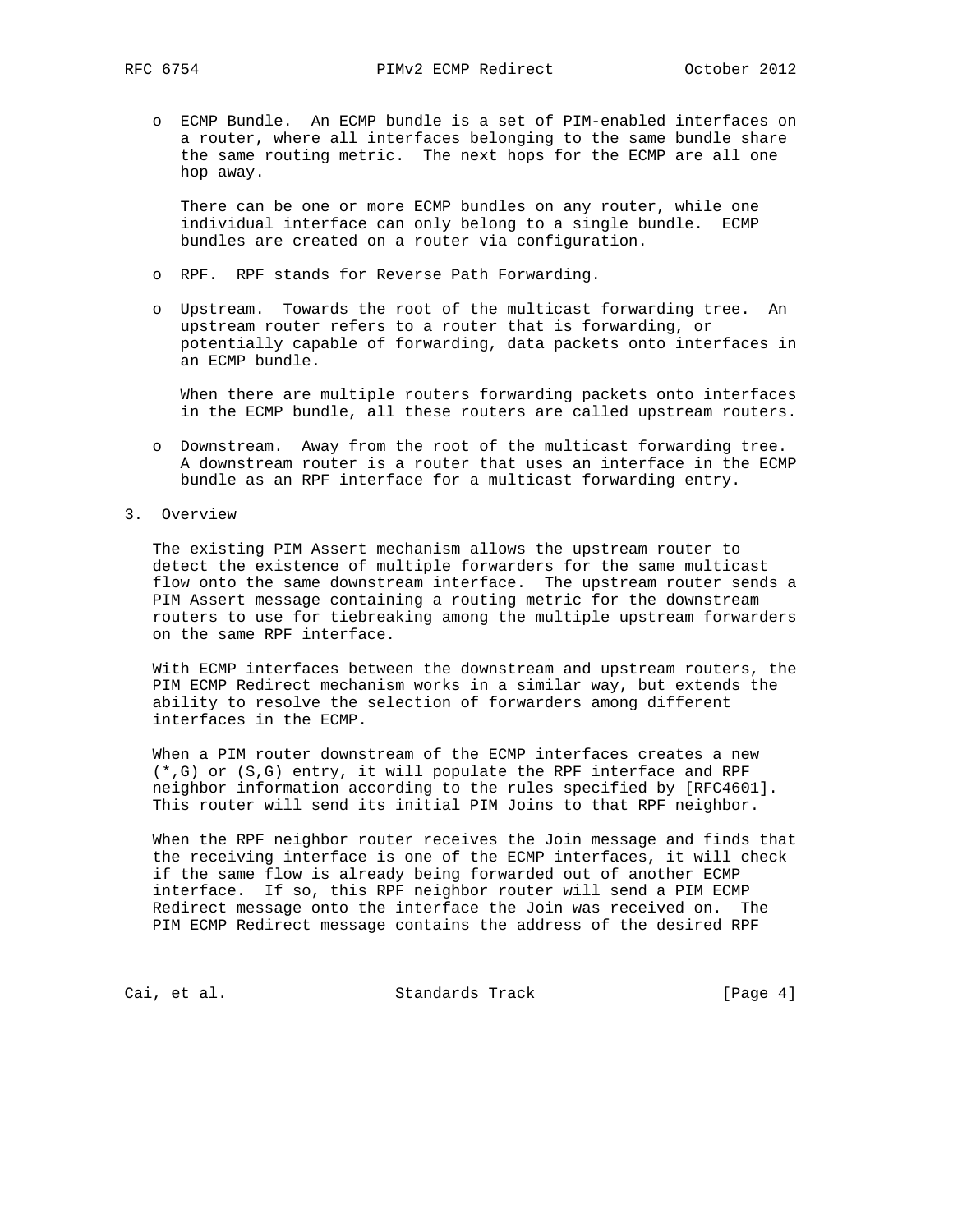- ECMP Bundle. An ECMP bundle is a set of PIM-enabled interfaces on a router, where all interfaces belonging to the same bundle share the same routing metric. The next hops for the ECMP are all one hop away.

  There can be one or more ECMP bundles on any router, while one individual interface can only belong to a single bundle. ECMP bundles are created on a router via configuration.

- RPF. RPF stands for Reverse Path Forwarding.

- Upstream. Towards the root of the multicast forwarding tree. An upstream router refers to a router that is forwarding, or potentially capable of forwarding, data packets onto interfaces in an ECMP bundle.

  When there are multiple routers forwarding packets onto interfaces in the ECMP bundle, all these routers are called upstream routers.

- Downstream. Away from the root of the multicast forwarding tree. A downstream router is a router that uses an interface in the ECMP bundle as an RPF interface for a multicast forwarding entry.

## 3. Overview

The existing PIM Assert mechanism allows the upstream router to detect the existence of multiple forwarders for the same multicast flow onto the same downstream interface. The upstream router sends a PIM Assert message containing a routing metric for the downstream routers to use for tiebreaking among the multiple upstream forwarders on the same RPF interface.

With ECMP interfaces between the downstream and upstream routers, the PIM ECMP Redirect mechanism works in a similar way, but extends the ability to resolve the selection of forwarders among different interfaces in the ECMP.

When a PIM router downstream of the ECMP interfaces creates a new (*,G) or (S,G) entry, it will populate the RPF interface and RPF neighbor information according to the rules specified by [RFC4601]. This router will send its initial PIM Joins to that RPF neighbor.

When the RPF neighbor router receives the Join message and finds that the receiving interface is one of the ECMP interfaces, it will check if the same flow is already being forwarded out of another ECMP interface. If so, this RPF neighbor router will send a PIM ECMP Redirect message onto the interface the Join was received on. The PIM ECMP Redirect message contains the address of the desired RPF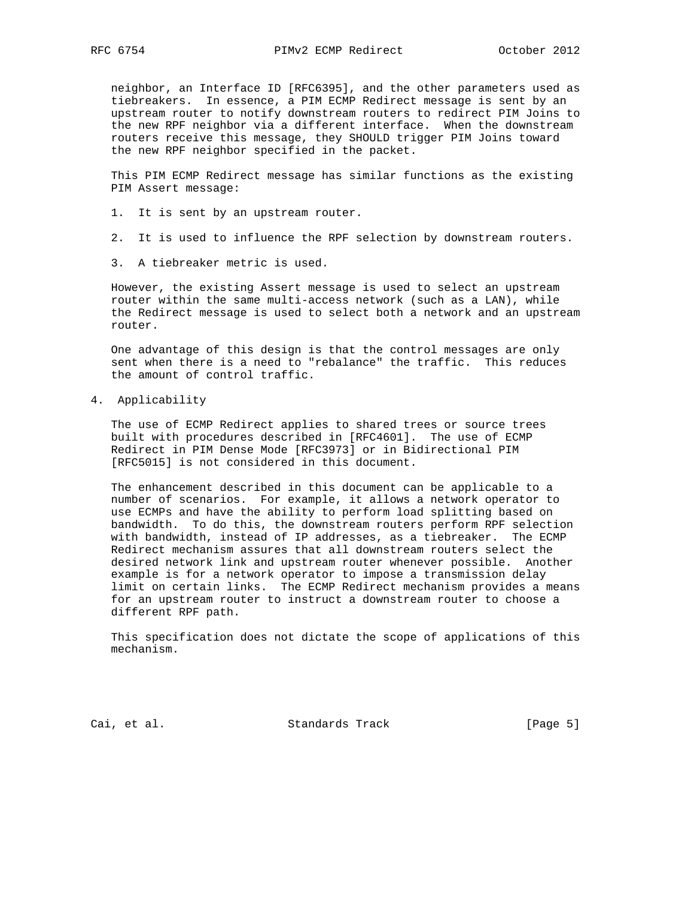neighbor, an Interface ID [RFC6395], and the other parameters used as tiebreakers. In essence, a PIM ECMP Redirect message is sent by an upstream router to notify downstream routers to redirect PIM Joins to the new RPF neighbor via a different interface. When the downstream routers receive this message, they SHOULD trigger PIM Joins toward the new RPF neighbor specified in the packet.

This PIM ECMP Redirect message has similar functions as the existing PIM Assert message:

1. It is sent by an upstream router.

2. It is used to influence the RPF selection by downstream routers.

3. A tiebreaker metric is used.

However, the existing Assert message is used to select an upstream router within the same multi-access network (such as a LAN), while the Redirect message is used to select both a network and an upstream router.

One advantage of this design is that the control messages are only sent when there is a need to "rebalance" the traffic. This reduces the amount of control traffic.

## 4. Applicability

The use of ECMP Redirect applies to shared trees or source trees built with procedures described in [RFC4601]. The use of ECMP Redirect in PIM Dense Mode [RFC3973] or in Bidirectional PIM [RFC5015] is not considered in this document.

The enhancement described in this document can be applicable to a number of scenarios. For example, it allows a network operator to use ECMPs and have the ability to perform load splitting based on bandwidth. To do this, the downstream routers perform RPF selection with bandwidth, instead of IP addresses, as a tiebreaker. The ECMP Redirect mechanism assures that all downstream routers select the desired network link and upstream router whenever possible. Another example is for a network operator to impose a transmission delay limit on certain links. The ECMP Redirect mechanism provides a means for an upstream router to instruct a downstream router to choose a different RPF path.

This specification does not dictate the scope of applications of this mechanism.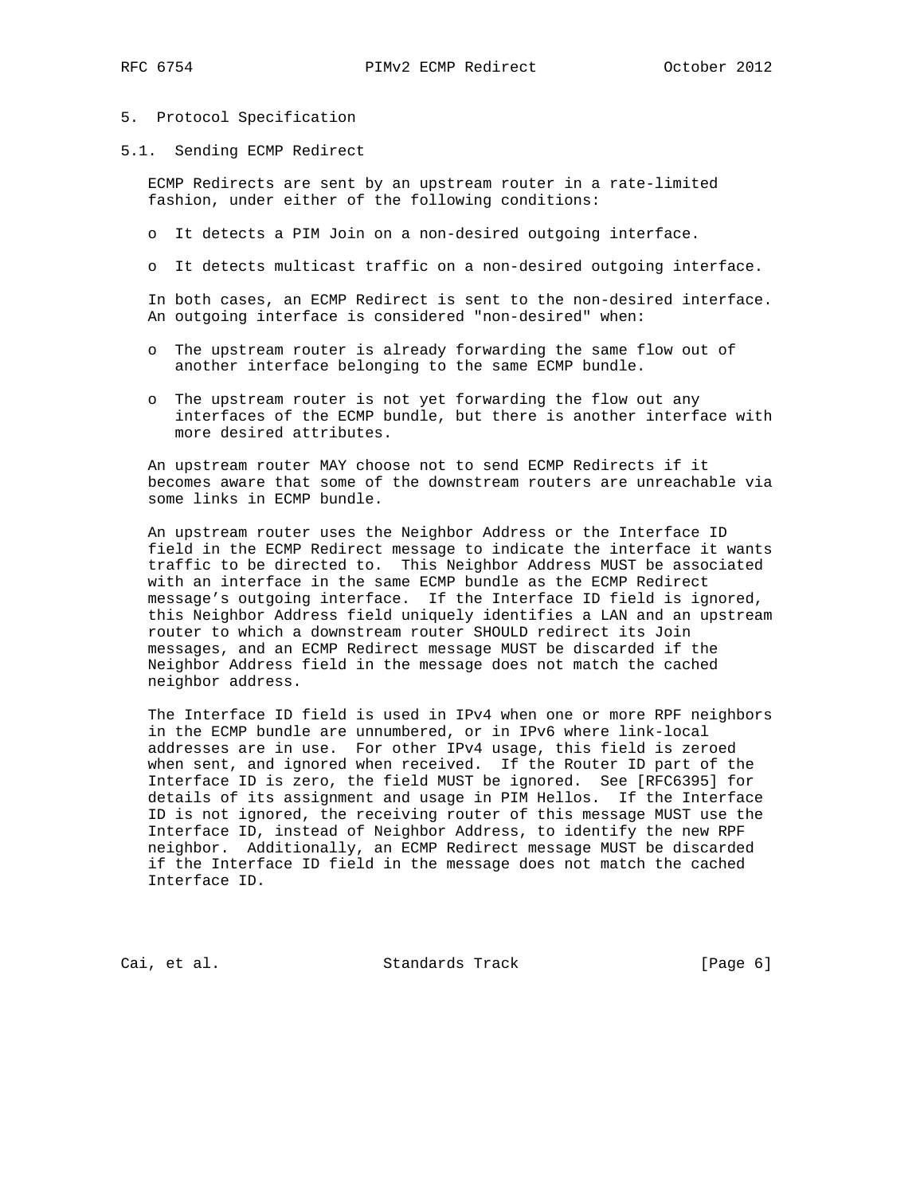## 5. Protocol Specification

### 5.1. Sending ECMP Redirect

ECMP Redirects are sent by an upstream router in a rate-limited fashion, under either of the following conditions:

- It detects a PIM Join on a non-desired outgoing interface.
- It detects multicast traffic on a non-desired outgoing interface.

In both cases, an ECMP Redirect is sent to the non-desired interface. An outgoing interface is considered "non-desired" when:

- The upstream router is already forwarding the same flow out of another interface belonging to the same ECMP bundle.
- The upstream router is not yet forwarding the flow out any interfaces of the ECMP bundle, but there is another interface with more desired attributes.

An upstream router MAY choose not to send ECMP Redirects if it becomes aware that some of the downstream routers are unreachable via some links in ECMP bundle.

An upstream router uses the Neighbor Address or the Interface ID field in the ECMP Redirect message to indicate the interface it wants traffic to be directed to. This Neighbor Address MUST be associated with an interface in the same ECMP bundle as the ECMP Redirect message's outgoing interface. If the Interface ID field is ignored, this Neighbor Address field uniquely identifies a LAN and an upstream router to which a downstream router SHOULD redirect its Join messages, and an ECMP Redirect message MUST be discarded if the Neighbor Address field in the message does not match the cached neighbor address.

The Interface ID field is used in IPv4 when one or more RPF neighbors in the ECMP bundle are unnumbered, or in IPv6 where link-local addresses are in use. For other IPv4 usage, this field is zeroed when sent, and ignored when received. If the Router ID part of the Interface ID is zero, the field MUST be ignored. See [RFC6395] for details of its assignment and usage in PIM Hellos. If the Interface ID is not ignored, the receiving router of this message MUST use the Interface ID, instead of Neighbor Address, to identify the new RPF neighbor. Additionally, an ECMP Redirect message MUST be discarded if the Interface ID field in the message does not match the cached Interface ID.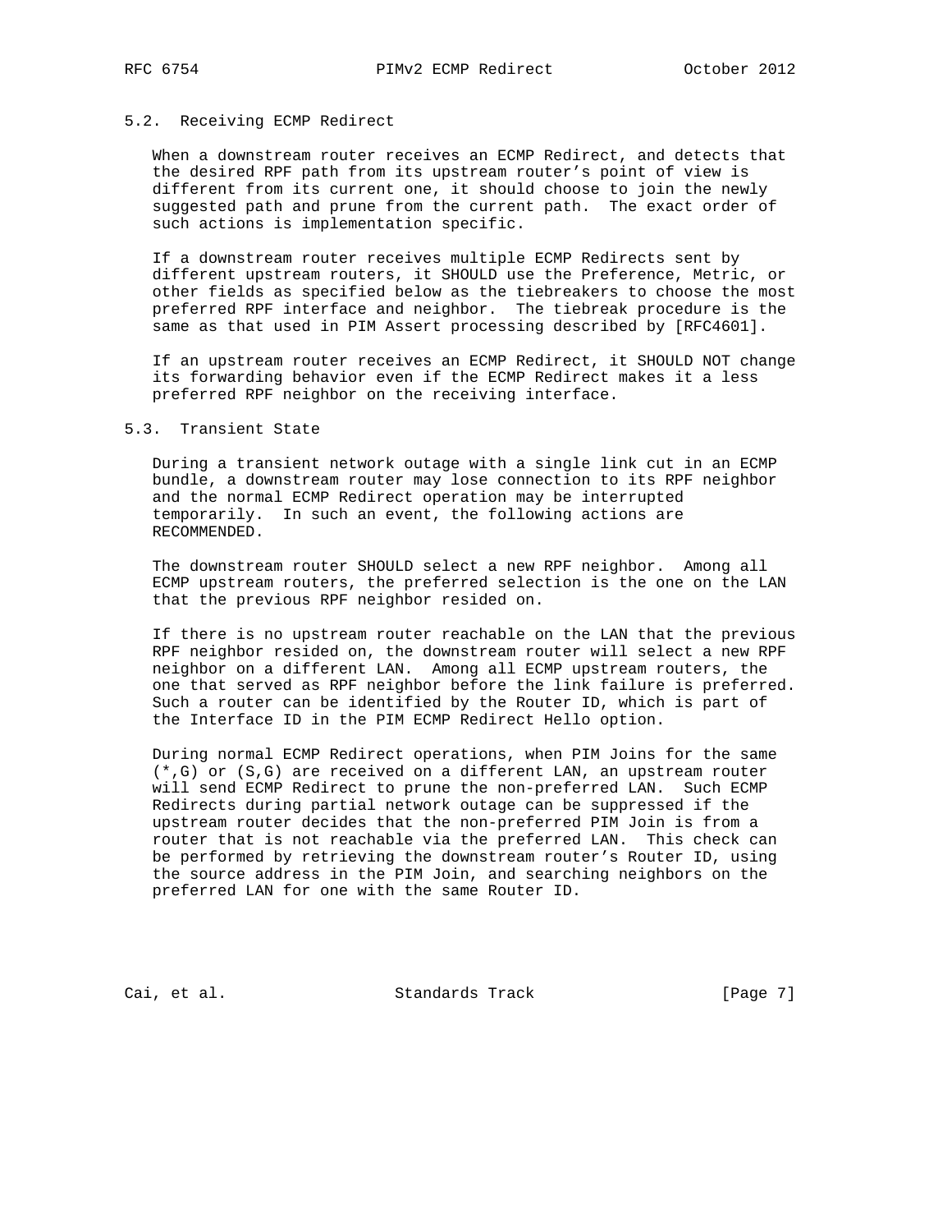### 5.2. Receiving ECMP Redirect

When a downstream router receives an ECMP Redirect, and detects that the desired RPF path from its upstream router's point of view is different from its current one, it should choose to join the newly suggested path and prune from the current path. The exact order of such actions is implementation specific.

If a downstream router receives multiple ECMP Redirects sent by different upstream routers, it SHOULD use the Preference, Metric, or other fields as specified below as the tiebreakers to choose the most preferred RPF interface and neighbor. The tiebreak procedure is the same as that used in PIM Assert processing described by [RFC4601].

If an upstream router receives an ECMP Redirect, it SHOULD NOT change its forwarding behavior even if the ECMP Redirect makes it a less preferred RPF neighbor on the receiving interface.

### 5.3. Transient State

During a transient network outage with a single link cut in an ECMP bundle, a downstream router may lose connection to its RPF neighbor and the normal ECMP Redirect operation may be interrupted temporarily. In such an event, the following actions are RECOMMENDED.

The downstream router SHOULD select a new RPF neighbor. Among all ECMP upstream routers, the preferred selection is the one on the LAN that the previous RPF neighbor resided on.

If there is no upstream router reachable on the LAN that the previous RPF neighbor resided on, the downstream router will select a new RPF neighbor on a different LAN. Among all ECMP upstream routers, the one that served as RPF neighbor before the link failure is preferred. Such a router can be identified by the Router ID, which is part of the Interface ID in the PIM ECMP Redirect Hello option.

During normal ECMP Redirect operations, when PIM Joins for the same (*,G) or (S,G) are received on a different LAN, an upstream router will send ECMP Redirect to prune the non-preferred LAN. Such ECMP Redirects during partial network outage can be suppressed if the upstream router decides that the non-preferred PIM Join is from a router that is not reachable via the preferred LAN. This check can be performed by retrieving the downstream router's Router ID, using the source address in the PIM Join, and searching neighbors on the preferred LAN for one with the same Router ID.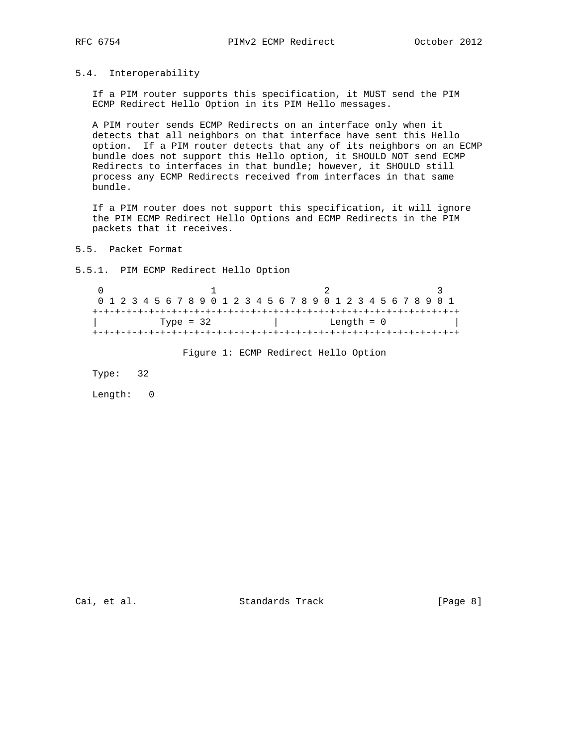### 5.4. Interoperability

If a PIM router supports this specification, it MUST send the PIM ECMP Redirect Hello Option in its PIM Hello messages.

A PIM router sends ECMP Redirects on an interface only when it detects that all neighbors on that interface have sent this Hello option. If a PIM router detects that any of its neighbors on an ECMP bundle does not support this Hello option, it SHOULD NOT send ECMP Redirects to interfaces in that bundle; however, it SHOULD still process any ECMP Redirects received from interfaces in that same bundle.

If a PIM router does not support this specification, it will ignore the PIM ECMP Redirect Hello Options and ECMP Redirects in the PIM packets that it receives.

### 5.5. Packet Format

#### 5.5.1. PIM ECMP Redirect Hello Option

```
 0                   1                   2                   3
 0 1 2 3 4 5 6 7 8 9 0 1 2 3 4 5 6 7 8 9 0 1 2 3 4 5 6 7 8 9 0 1
+-+-+-+-+-+-+-+-+-+-+-+-+-+-+-+-+-+-+-+-+-+-+-+-+-+-+-+-+-+-+-+-+
|           Type = 32           |         Length = 0            |
+-+-+-+-+-+-+-+-+-+-+-+-+-+-+-+-+-+-+-+-+-+-+-+-+-+-+-+-+-+-+-+-+
```

Figure 1: ECMP Redirect Hello Option

Type: 32

Length: 0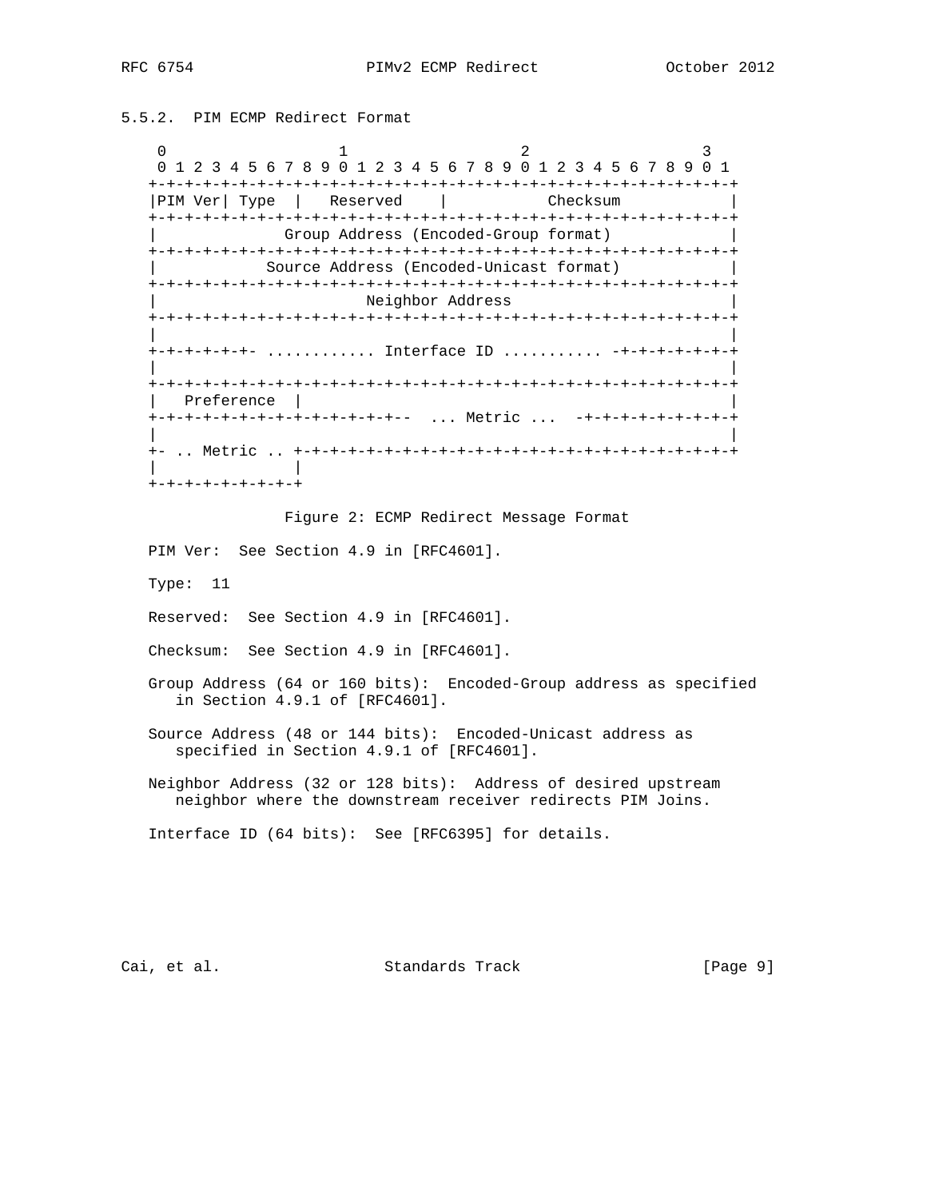### 5.5.2. PIM ECMP Redirect Format

```
    0                   1                   2                   3
    0 1 2 3 4 5 6 7 8 9 0 1 2 3 4 5 6 7 8 9 0 1 2 3 4 5 6 7 8 9 0 1
   +-+-+-+-+-+-+-+-+-+-+-+-+-+-+-+-+-+-+-+-+-+-+-+-+-+-+-+-+-+-+-+-+
   |PIM Ver| Type  |   Reserved    |           Checksum            |
   +-+-+-+-+-+-+-+-+-+-+-+-+-+-+-+-+-+-+-+-+-+-+-+-+-+-+-+-+-+-+-+-+
   |             Group Address (Encoded-Group format)              |
   +-+-+-+-+-+-+-+-+-+-+-+-+-+-+-+-+-+-+-+-+-+-+-+-+-+-+-+-+-+-+-+-+
   |           Source Address (Encoded-Unicast format)             |
   +-+-+-+-+-+-+-+-+-+-+-+-+-+-+-+-+-+-+-+-+-+-+-+-+-+-+-+-+-+-+-+-+
   |                      Neighbor Address                         |
   +-+-+-+-+-+-+-+-+-+-+-+-+-+-+-+-+-+-+-+-+-+-+-+-+-+-+-+-+-+-+-+-+
   |                                                               |
   +-+-+-+-+-+- ............ Interface ID ........... -+-+-+-+-+-+-+
   |                                                               |
   +-+-+-+-+-+-+-+-+-+-+-+-+-+-+-+-+-+-+-+-+-+-+-+-+-+-+-+-+-+-+-+-+
   |  Preference   |                                               |
   +-+-+-+-+-+-+-+-+-+-+-+-+-+-+--  ... Metric ...  -+-+-+-+-+-+-+-+
   |                                                               |
   +- .. Metric .. +-+-+-+-+-+-+-+-+-+-+-+-+-+-+-+-+-+-+-+-+-+-+-+-+
   |               |
   +-+-+-+-+-+-+-+-+
```

Figure 2: ECMP Redirect Message Format

PIM Ver: See Section 4.9 in [RFC4601].

Type: 11

Reserved: See Section 4.9 in [RFC4601].

Checksum: See Section 4.9 in [RFC4601].

Group Address (64 or 160 bits): Encoded-Group address as specified in Section 4.9.1 of [RFC4601].

Source Address (48 or 144 bits): Encoded-Unicast address as specified in Section 4.9.1 of [RFC4601].

Neighbor Address (32 or 128 bits): Address of desired upstream neighbor where the downstream receiver redirects PIM Joins.

Interface ID (64 bits): See [RFC6395] for details.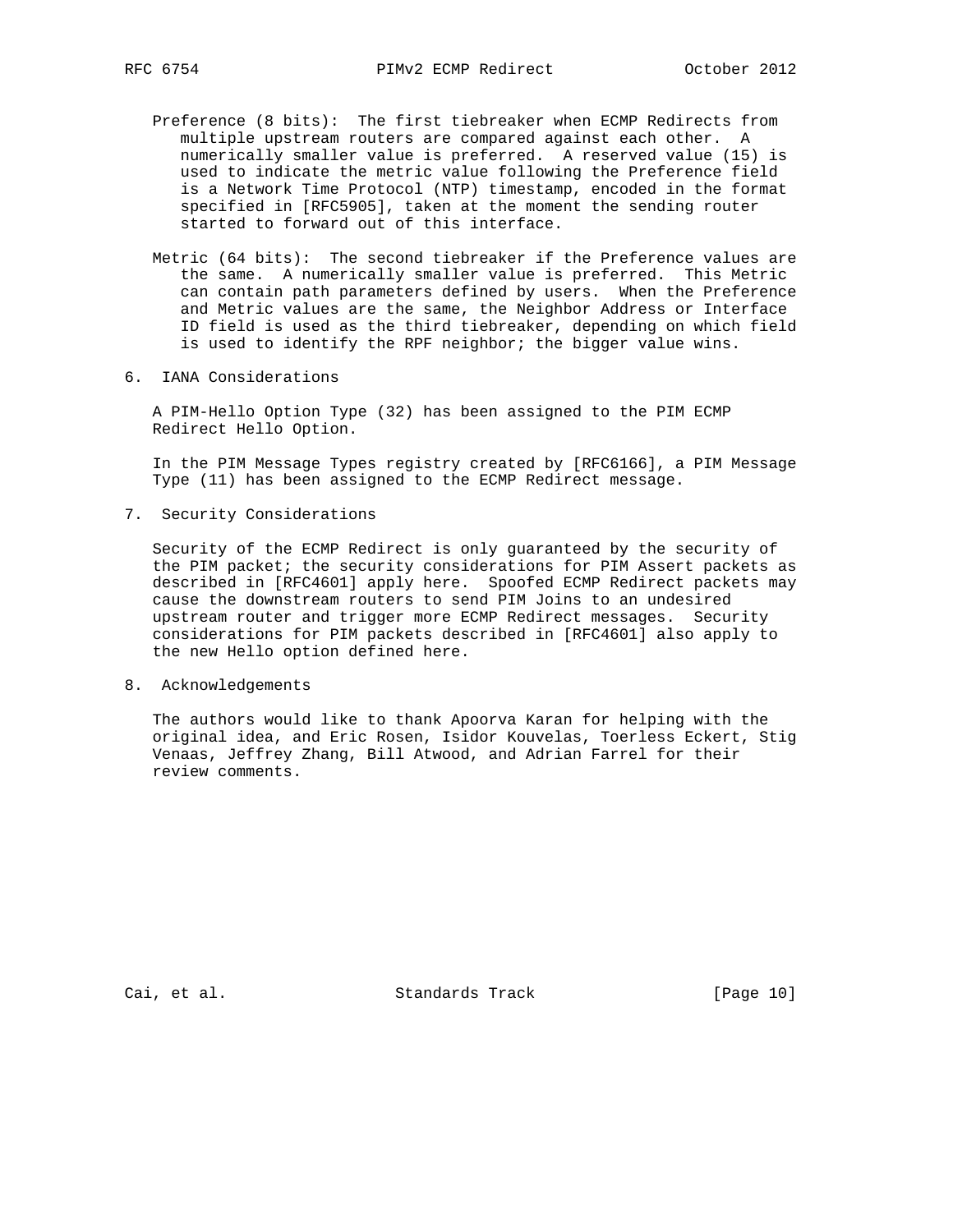Preference (8 bits): The first tiebreaker when ECMP Redirects from multiple upstream routers are compared against each other. A numerically smaller value is preferred. A reserved value (15) is used to indicate the metric value following the Preference field is a Network Time Protocol (NTP) timestamp, encoded in the format specified in [RFC5905], taken at the moment the sending router started to forward out of this interface.

Metric (64 bits): The second tiebreaker if the Preference values are the same. A numerically smaller value is preferred. This Metric can contain path parameters defined by users. When the Preference and Metric values are the same, the Neighbor Address or Interface ID field is used as the third tiebreaker, depending on which field is used to identify the RPF neighbor; the bigger value wins.

## 6. IANA Considerations

A PIM-Hello Option Type (32) has been assigned to the PIM ECMP Redirect Hello Option.

In the PIM Message Types registry created by [RFC6166], a PIM Message Type (11) has been assigned to the ECMP Redirect message.

## 7. Security Considerations

Security of the ECMP Redirect is only guaranteed by the security of the PIM packet; the security considerations for PIM Assert packets as described in [RFC4601] apply here. Spoofed ECMP Redirect packets may cause the downstream routers to send PIM Joins to an undesired upstream router and trigger more ECMP Redirect messages. Security considerations for PIM packets described in [RFC4601] also apply to the new Hello option defined here.

## 8. Acknowledgements

The authors would like to thank Apoorva Karan for helping with the original idea, and Eric Rosen, Isidor Kouvelas, Toerless Eckert, Stig Venaas, Jeffrey Zhang, Bill Atwood, and Adrian Farrel for their review comments.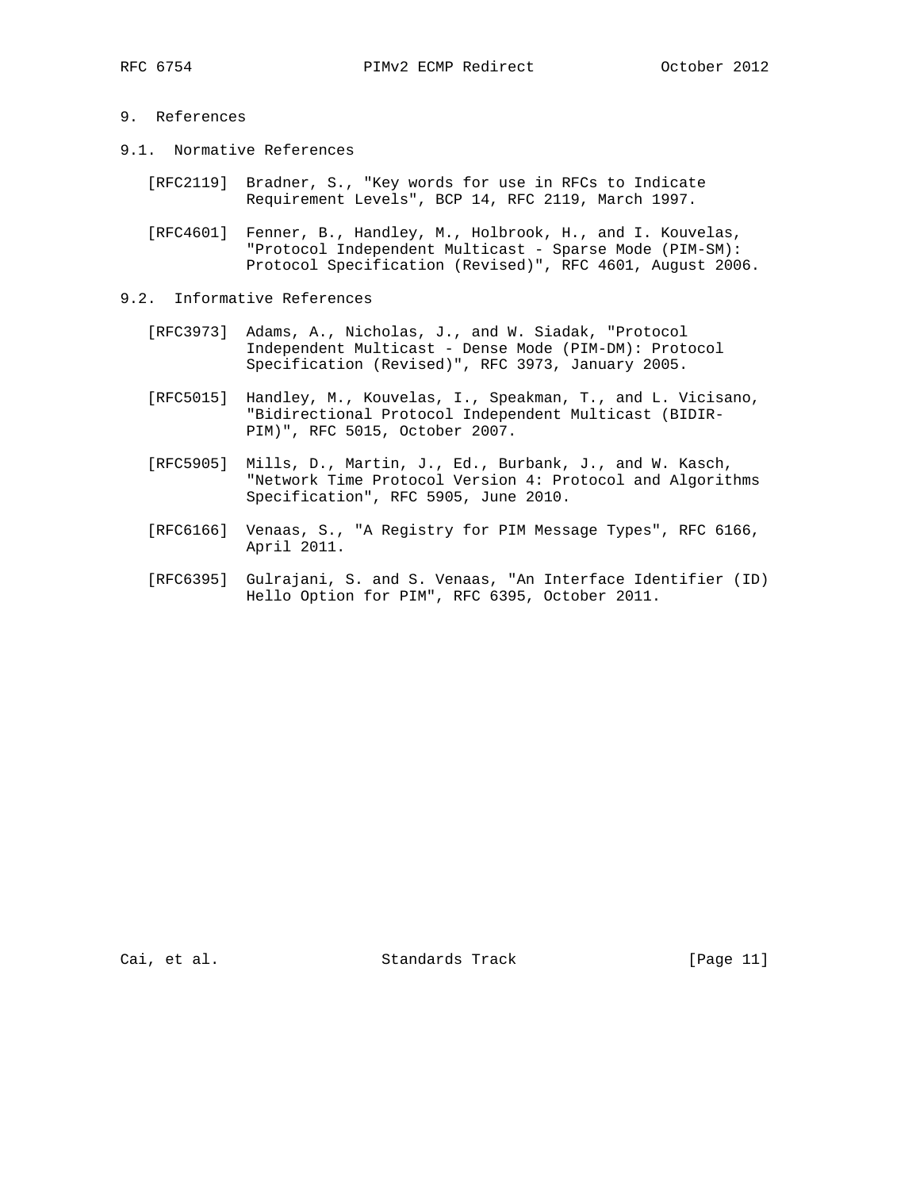## 9. References

### 9.1. Normative References

[RFC2119] Bradner, S., "Key words for use in RFCs to Indicate Requirement Levels", BCP 14, RFC 2119, March 1997.

[RFC4601] Fenner, B., Handley, M., Holbrook, H., and I. Kouvelas, "Protocol Independent Multicast - Sparse Mode (PIM-SM): Protocol Specification (Revised)", RFC 4601, August 2006.

### 9.2. Informative References

[RFC3973] Adams, A., Nicholas, J., and W. Siadak, "Protocol Independent Multicast - Dense Mode (PIM-DM): Protocol Specification (Revised)", RFC 3973, January 2005.

[RFC5015] Handley, M., Kouvelas, I., Speakman, T., and L. Vicisano, "Bidirectional Protocol Independent Multicast (BIDIR-PIM)", RFC 5015, October 2007.

[RFC5905] Mills, D., Martin, J., Ed., Burbank, J., and W. Kasch, "Network Time Protocol Version 4: Protocol and Algorithms Specification", RFC 5905, June 2010.

[RFC6166] Venaas, S., "A Registry for PIM Message Types", RFC 6166, April 2011.

[RFC6395] Gulrajani, S. and S. Venaas, "An Interface Identifier (ID) Hello Option for PIM", RFC 6395, October 2011.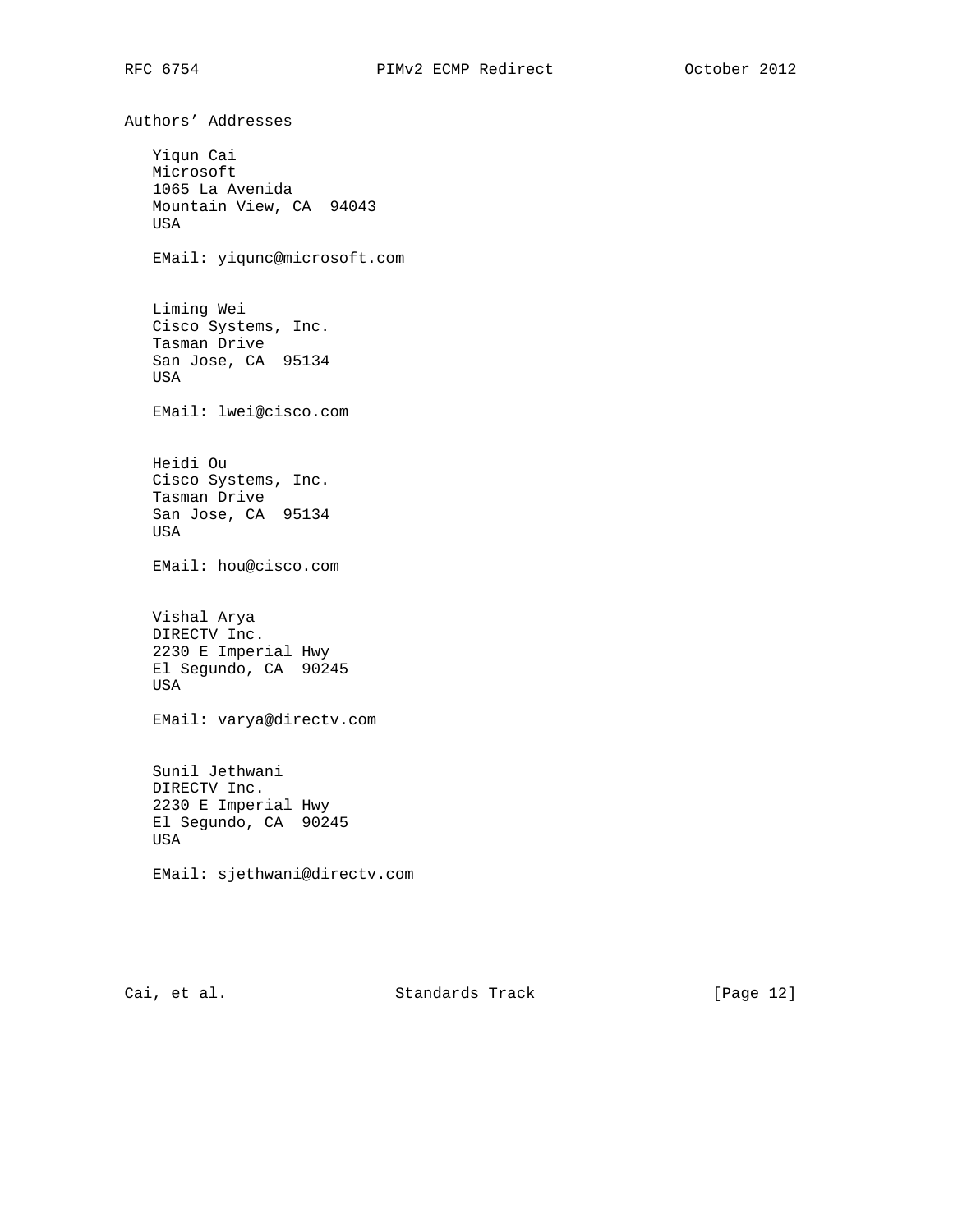# Authors' Addresses

Yiqun Cai
Microsoft
1065 La Avenida
Mountain View, CA  94043
USA

EMail: yiqunc@microsoft.com

Liming Wei
Cisco Systems, Inc.
Tasman Drive
San Jose, CA  95134
USA

EMail: lwei@cisco.com

Heidi Ou
Cisco Systems, Inc.
Tasman Drive
San Jose, CA  95134
USA

EMail: hou@cisco.com

Vishal Arya
DIRECTV Inc.
2230 E Imperial Hwy
El Segundo, CA  90245
USA

EMail: varya@directv.com

Sunil Jethwani
DIRECTV Inc.
2230 E Imperial Hwy
El Segundo, CA  90245
USA

EMail: sjethwani@directv.com